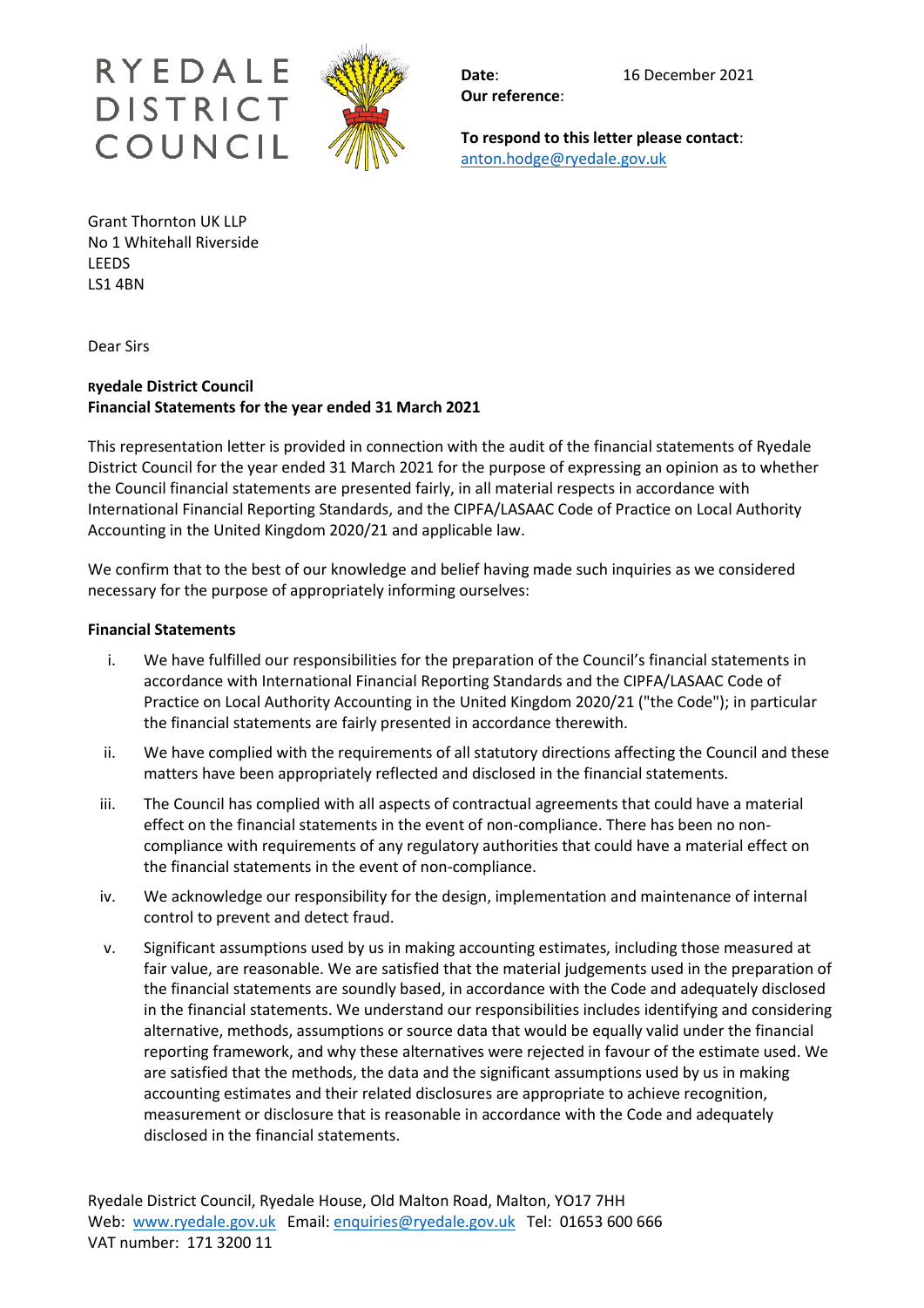RYEDALE DISTRICT COUNCIL

**Date**: 16 December 2021
**Our reference**:

**To respond to this letter please contact**:
anton.hodge@ryedale.gov.uk

Grant Thornton UK LLP
No 1 Whitehall Riverside
LEEDS
LS1 4BN

Dear Sirs

**Ryedale District Council**
**Financial Statements for the year ended 31 March 2021**

This representation letter is provided in connection with the audit of the financial statements of Ryedale District Council for the year ended 31 March 2021 for the purpose of expressing an opinion as to whether the Council financial statements are presented fairly, in all material respects in accordance with International Financial Reporting Standards, and the CIPFA/LASAAC Code of Practice on Local Authority Accounting in the United Kingdom 2020/21 and applicable law.

We confirm that to the best of our knowledge and belief having made such inquiries as we considered necessary for the purpose of appropriately informing ourselves:

**Financial Statements**

i. We have fulfilled our responsibilities for the preparation of the Council's financial statements in accordance with International Financial Reporting Standards and the CIPFA/LASAAC Code of Practice on Local Authority Accounting in the United Kingdom 2020/21 ("the Code"); in particular the financial statements are fairly presented in accordance therewith.

ii. We have complied with the requirements of all statutory directions affecting the Council and these matters have been appropriately reflected and disclosed in the financial statements.

iii. The Council has complied with all aspects of contractual agreements that could have a material effect on the financial statements in the event of non-compliance. There has been no non-compliance with requirements of any regulatory authorities that could have a material effect on the financial statements in the event of non-compliance.

iv. We acknowledge our responsibility for the design, implementation and maintenance of internal control to prevent and detect fraud.

v. Significant assumptions used by us in making accounting estimates, including those measured at fair value, are reasonable. We are satisfied that the material judgements used in the preparation of the financial statements are soundly based, in accordance with the Code and adequately disclosed in the financial statements. We understand our responsibilities includes identifying and considering alternative, methods, assumptions or source data that would be equally valid under the financial reporting framework, and why these alternatives were rejected in favour of the estimate used. We are satisfied that the methods, the data and the significant assumptions used by us in making accounting estimates and their related disclosures are appropriate to achieve recognition, measurement or disclosure that is reasonable in accordance with the Code and adequately disclosed in the financial statements.

Ryedale District Council, Ryedale House, Old Malton Road, Malton, YO17 7HH
Web: www.ryedale.gov.uk Email: enquiries@ryedale.gov.uk Tel: 01653 600 666
VAT number: 171 3200 11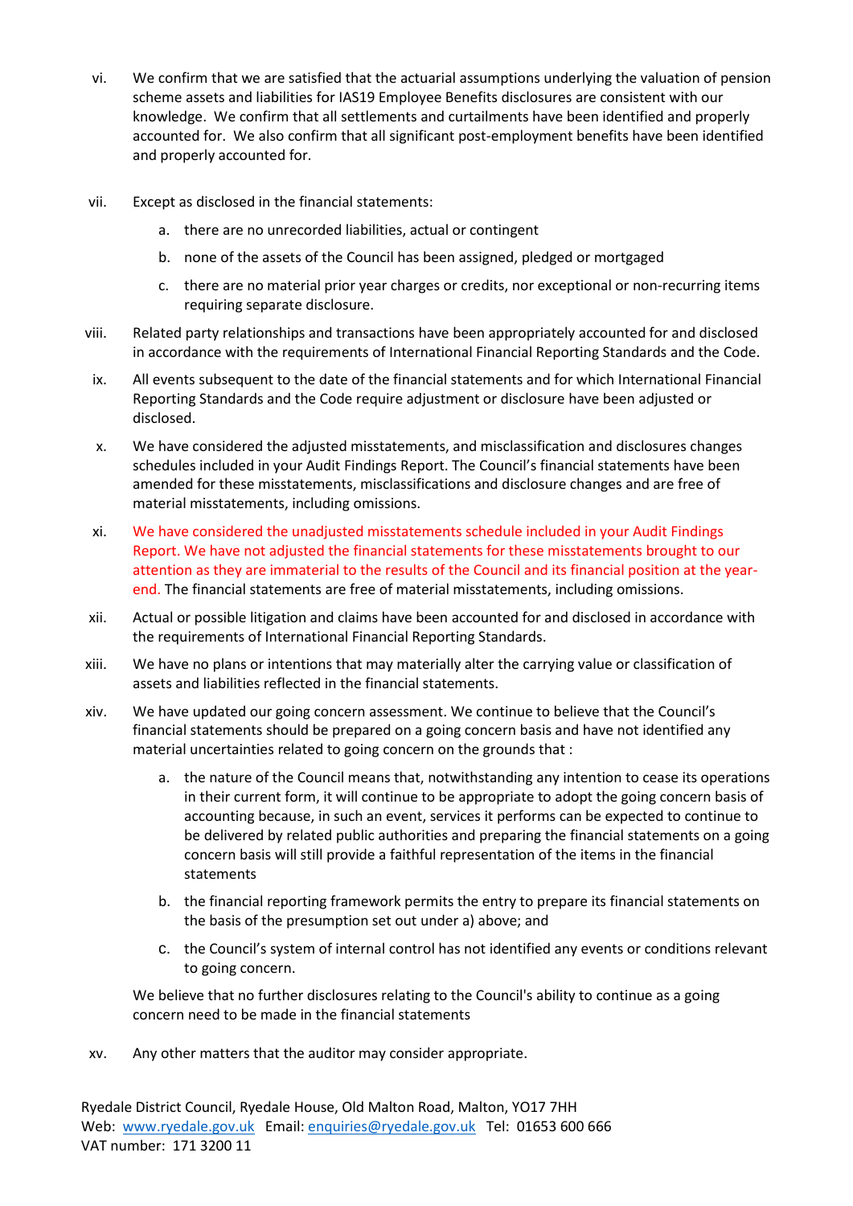vi. We confirm that we are satisfied that the actuarial assumptions underlying the valuation of pension scheme assets and liabilities for IAS19 Employee Benefits disclosures are consistent with our knowledge. We confirm that all settlements and curtailments have been identified and properly accounted for. We also confirm that all significant post-employment benefits have been identified and properly accounted for.

vii. Except as disclosed in the financial statements:

   a. there are no unrecorded liabilities, actual or contingent

   b. none of the assets of the Council has been assigned, pledged or mortgaged

   c. there are no material prior year charges or credits, nor exceptional or non-recurring items requiring separate disclosure.

viii. Related party relationships and transactions have been appropriately accounted for and disclosed in accordance with the requirements of International Financial Reporting Standards and the Code.

ix. All events subsequent to the date of the financial statements and for which International Financial Reporting Standards and the Code require adjustment or disclosure have been adjusted or disclosed.

x. We have considered the adjusted misstatements, and misclassification and disclosures changes schedules included in your Audit Findings Report. The Council's financial statements have been amended for these misstatements, misclassifications and disclosure changes and are free of material misstatements, including omissions.

xi. We have considered the unadjusted misstatements schedule included in your Audit Findings Report. We have not adjusted the financial statements for these misstatements brought to our attention as they are immaterial to the results of the Council and its financial position at the year-end. The financial statements are free of material misstatements, including omissions.

xii. Actual or possible litigation and claims have been accounted for and disclosed in accordance with the requirements of International Financial Reporting Standards.

xiii. We have no plans or intentions that may materially alter the carrying value or classification of assets and liabilities reflected in the financial statements.

xiv. We have updated our going concern assessment. We continue to believe that the Council's financial statements should be prepared on a going concern basis and have not identified any material uncertainties related to going concern on the grounds that :

   a. the nature of the Council means that, notwithstanding any intention to cease its operations in their current form, it will continue to be appropriate to adopt the going concern basis of accounting because, in such an event, services it performs can be expected to continue to be delivered by related public authorities and preparing the financial statements on a going concern basis will still provide a faithful representation of the items in the financial statements

   b. the financial reporting framework permits the entry to prepare its financial statements on the basis of the presumption set out under a) above; and

   c. the Council's system of internal control has not identified any events or conditions relevant to going concern.

   We believe that no further disclosures relating to the Council's ability to continue as a going concern need to be made in the financial statements

xv. Any other matters that the auditor may consider appropriate.

Ryedale District Council, Ryedale House, Old Malton Road, Malton, YO17 7HH
Web: www.ryedale.gov.uk Email: enquiries@ryedale.gov.uk Tel: 01653 600 666
VAT number: 171 3200 11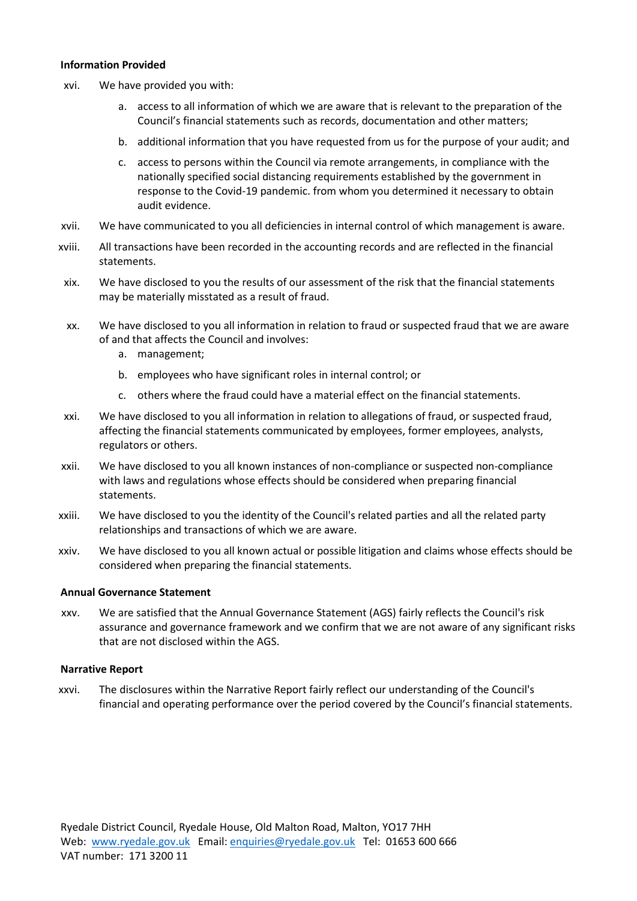**Information Provided**

xvi. We have provided you with:

a. access to all information of which we are aware that is relevant to the preparation of the Council's financial statements such as records, documentation and other matters;

b. additional information that you have requested from us for the purpose of your audit; and

c. access to persons within the Council via remote arrangements, in compliance with the nationally specified social distancing requirements established by the government in response to the Covid-19 pandemic. from whom you determined it necessary to obtain audit evidence.

xvii. We have communicated to you all deficiencies in internal control of which management is aware.

xviii. All transactions have been recorded in the accounting records and are reflected in the financial statements.

xix. We have disclosed to you the results of our assessment of the risk that the financial statements may be materially misstated as a result of fraud.

xx. We have disclosed to you all information in relation to fraud or suspected fraud that we are aware of and that affects the Council and involves:

a. management;

b. employees who have significant roles in internal control; or

c. others where the fraud could have a material effect on the financial statements.

xxi. We have disclosed to you all information in relation to allegations of fraud, or suspected fraud, affecting the financial statements communicated by employees, former employees, analysts, regulators or others.

xxii. We have disclosed to you all known instances of non-compliance or suspected non-compliance with laws and regulations whose effects should be considered when preparing financial statements.

xxiii. We have disclosed to you the identity of the Council's related parties and all the related party relationships and transactions of which we are aware.

xxiv. We have disclosed to you all known actual or possible litigation and claims whose effects should be considered when preparing the financial statements.

**Annual Governance Statement**

xxv. We are satisfied that the Annual Governance Statement (AGS) fairly reflects the Council's risk assurance and governance framework and we confirm that we are not aware of any significant risks that are not disclosed within the AGS.

**Narrative Report**

xxvi. The disclosures within the Narrative Report fairly reflect our understanding of the Council's financial and operating performance over the period covered by the Council's financial statements.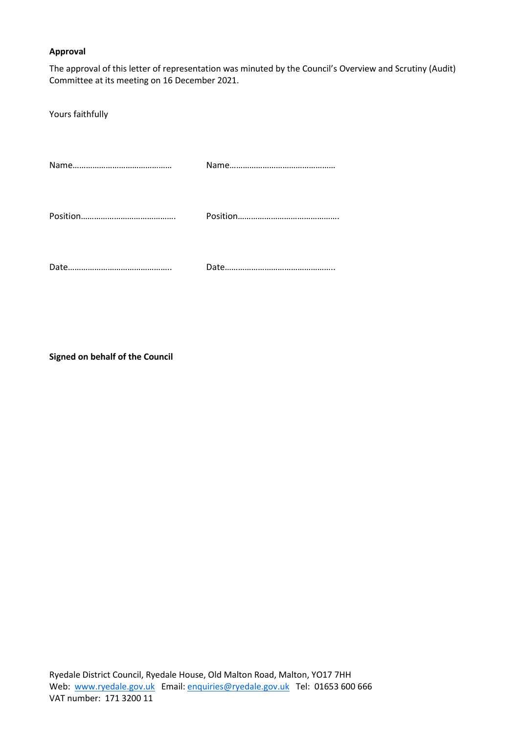**Approval**

The approval of this letter of representation was minuted by the Council's Overview and Scrutiny (Audit) Committee at its meeting on 16 December 2021.

Yours faithfully

| | |
|---|---|
| Name……………………………………… | Name………………………………………… |
| Position……………………………………. | Position………………………………………. |
| Date……………………………………….. | Date………………………………………….. |

**Signed on behalf of the Council**

Ryedale District Council, Ryedale House, Old Malton Road, Malton, YO17 7HH
Web: www.ryedale.gov.uk Email: enquiries@ryedale.gov.uk Tel: 01653 600 666
VAT number: 171 3200 11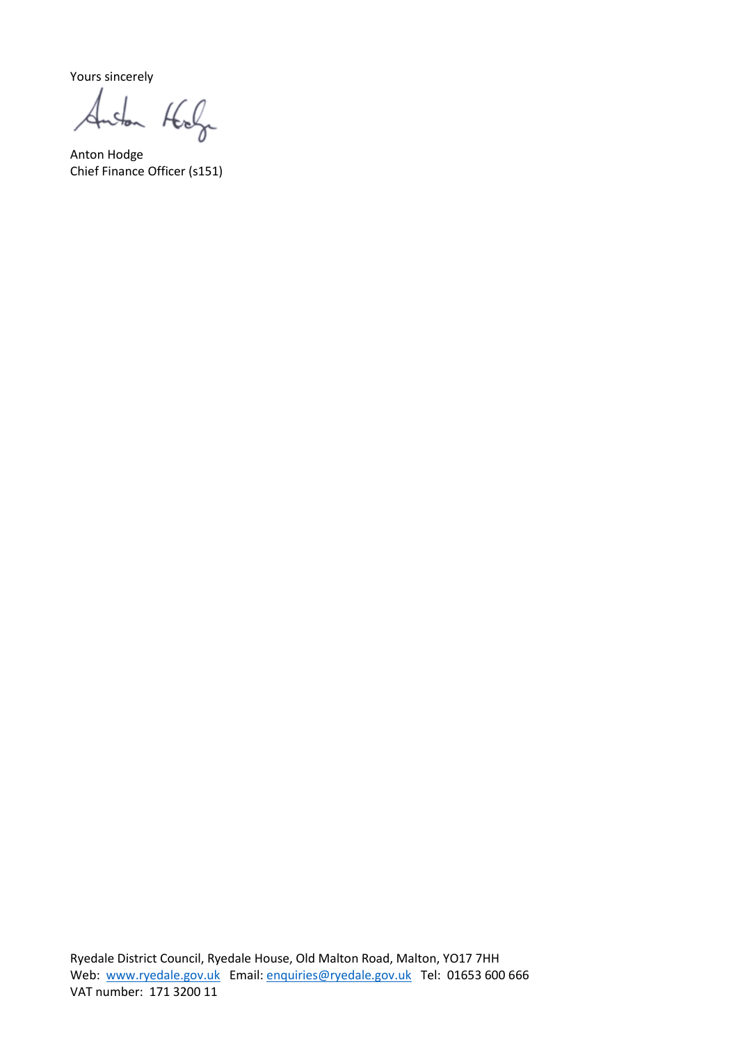Yours sincerely

Anton Hodge
Chief Finance Officer (s151)

Ryedale District Council, Ryedale House, Old Malton Road, Malton, YO17 7HH
Web: www.ryedale.gov.uk Email: enquiries@ryedale.gov.uk Tel: 01653 600 666
VAT number: 171 3200 11